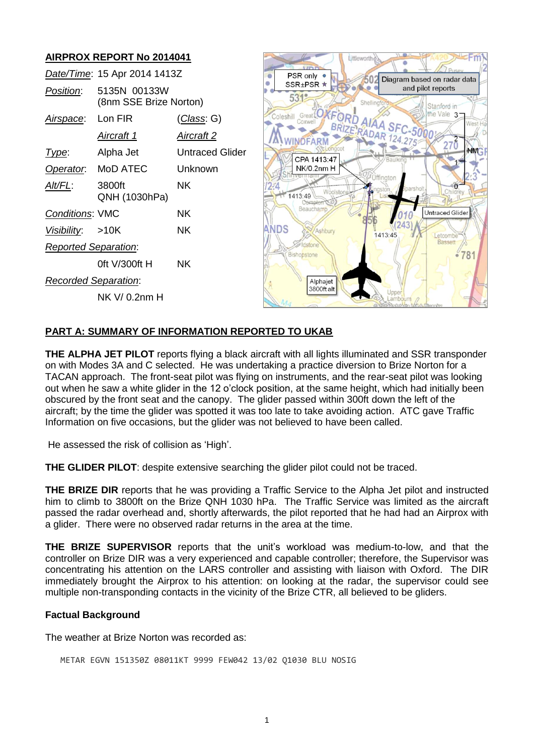## AIRPROX REPORT No 2014041

| | | |
|---|---|---|
| *Date/Time*: | 15 Apr 2014 1413Z | |
| *Position*: | 5135N 00133W (8nm SSE Brize Norton) | |
| *Airspace*: | Lon FIR | (*Class*: G) |
| | *Aircraft 1* | *Aircraft 2* |
| *Type*: | Alpha Jet | Untraced Glider |
| *Operator*: | MoD ATEC | Unknown |
| *Alt/FL*: | 3800ft QNH (1030hPa) | NK |
| *Conditions*: | VMC | NK |
| *Visibility*: | >10K | NK |
| *Reported Separation*: | | |
| | 0ft V/300ft H | NK |
| *Recorded Separation*: | | |
| | NK V/ 0.2nm H | |

## PART A: SUMMARY OF INFORMATION REPORTED TO UKAB

**THE ALPHA JET PILOT** reports flying a black aircraft with all lights illuminated and SSR transponder on with Modes 3A and C selected. He was undertaking a practice diversion to Brize Norton for a TACAN approach. The front-seat pilot was flying on instruments, and the rear-seat pilot was looking out when he saw a white glider in the 12 o'clock position, at the same height, which had initially been obscured by the front seat and the canopy. The glider passed within 300ft down the left of the aircraft; by the time the glider was spotted it was too late to take avoiding action. ATC gave Traffic Information on five occasions, but the glider was not believed to have been called.

He assessed the risk of collision as 'High'.

**THE GLIDER PILOT**: despite extensive searching the glider pilot could not be traced.

**THE BRIZE DIR** reports that he was providing a Traffic Service to the Alpha Jet pilot and instructed him to climb to 3800ft on the Brize QNH 1030 hPa. The Traffic Service was limited as the aircraft passed the radar overhead and, shortly afterwards, the pilot reported that he had had an Airprox with a glider. There were no observed radar returns in the area at the time.

**THE BRIZE SUPERVISOR** reports that the unit's workload was medium-to-low, and that the controller on Brize DIR was a very experienced and capable controller; therefore, the Supervisor was concentrating his attention on the LARS controller and assisting with liaison with Oxford. The DIR immediately brought the Airprox to his attention: on looking at the radar, the supervisor could see multiple non-transponding contacts in the vicinity of the Brize CTR, all believed to be gliders.

### Factual Background

The weather at Brize Norton was recorded as:

```
METAR EGVN 151350Z 08011KT 9999 FEW042 13/02 Q1030 BLU NOSIG
```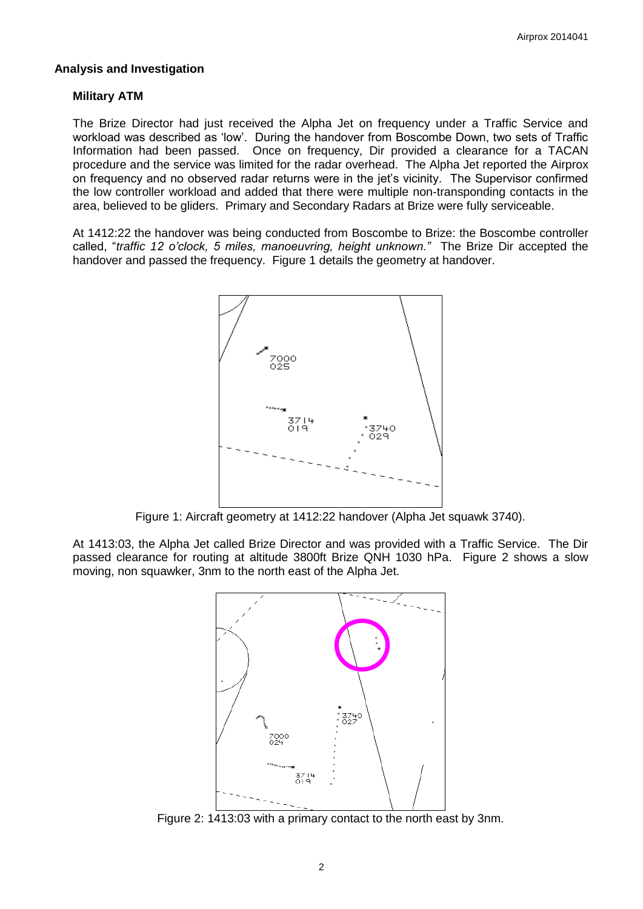## Analysis and Investigation

### Military ATM

The Brize Director had just received the Alpha Jet on frequency under a Traffic Service and workload was described as 'low'. During the handover from Boscombe Down, two sets of Traffic Information had been passed. Once on frequency, Dir provided a clearance for a TACAN procedure and the service was limited for the radar overhead. The Alpha Jet reported the Airprox on frequency and no observed radar returns were in the jet's vicinity. The Supervisor confirmed the low controller workload and added that there were multiple non-transponding contacts in the area, believed to be gliders. Primary and Secondary Radars at Brize were fully serviceable.

At 1412:22 the handover was being conducted from Boscombe to Brize: the Boscombe controller called, "*traffic 12 o'clock, 5 miles, manoeuvring, height unknown.*" The Brize Dir accepted the handover and passed the frequency. Figure 1 details the geometry at handover.

Figure 1: Aircraft geometry at 1412:22 handover (Alpha Jet squawk 3740).

At 1413:03, the Alpha Jet called Brize Director and was provided with a Traffic Service. The Dir passed clearance for routing at altitude 3800ft Brize QNH 1030 hPa. Figure 2 shows a slow moving, non squawker, 3nm to the north east of the Alpha Jet.

Figure 2: 1413:03 with a primary contact to the north east by 3nm.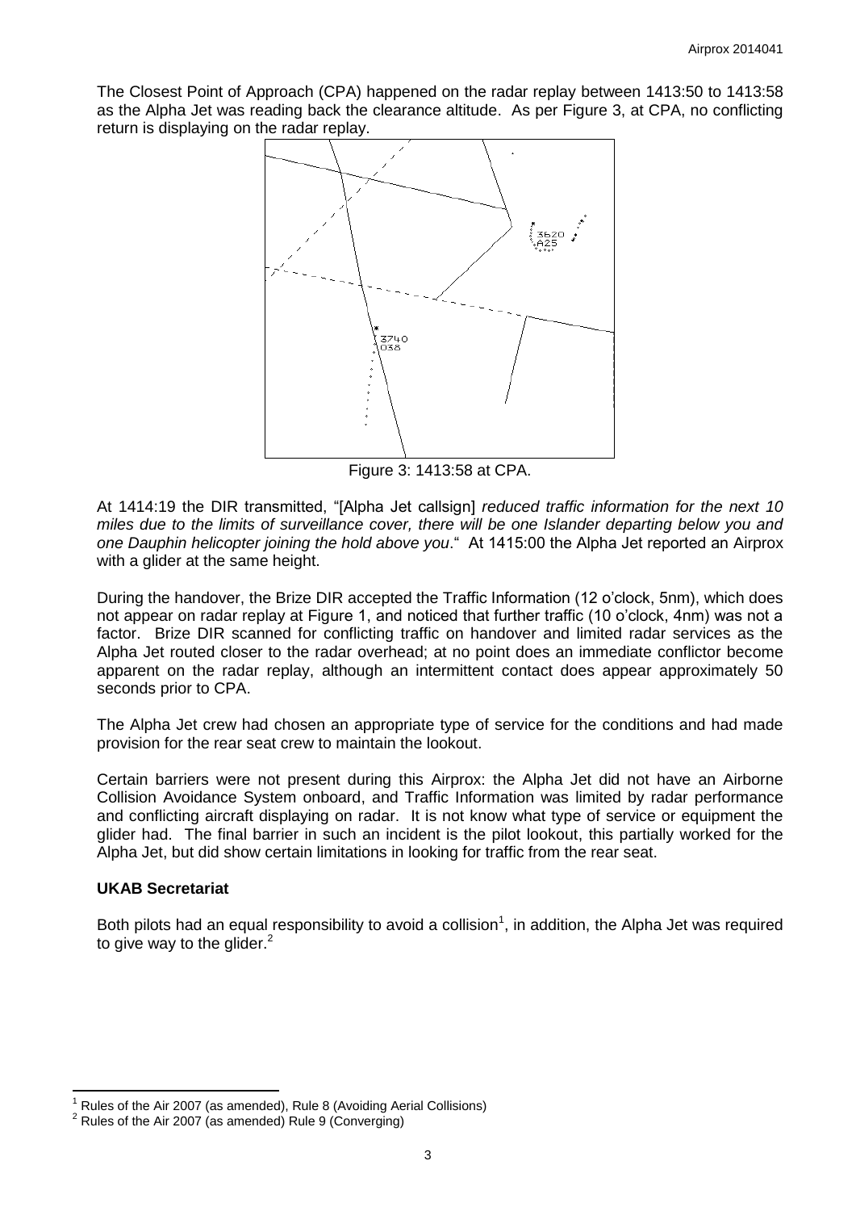The Closest Point of Approach (CPA) happened on the radar replay between 1413:50 to 1413:58 as the Alpha Jet was reading back the clearance altitude. As per Figure 3, at CPA, no conflicting return is displaying on the radar replay.

Figure 3: 1413:58 at CPA.

At 1414:19 the DIR transmitted, "[Alpha Jet callsign] *reduced traffic information for the next 10 miles due to the limits of surveillance cover, there will be one Islander departing below you and one Dauphin helicopter joining the hold above you*." At 1415:00 the Alpha Jet reported an Airprox with a glider at the same height.

During the handover, the Brize DIR accepted the Traffic Information (12 o'clock, 5nm), which does not appear on radar replay at Figure 1, and noticed that further traffic (10 o'clock, 4nm) was not a factor. Brize DIR scanned for conflicting traffic on handover and limited radar services as the Alpha Jet routed closer to the radar overhead; at no point does an immediate conflictor become apparent on the radar replay, although an intermittent contact does appear approximately 50 seconds prior to CPA.

The Alpha Jet crew had chosen an appropriate type of service for the conditions and had made provision for the rear seat crew to maintain the lookout.

Certain barriers were not present during this Airprox: the Alpha Jet did not have an Airborne Collision Avoidance System onboard, and Traffic Information was limited by radar performance and conflicting aircraft displaying on radar. It is not know what type of service or equipment the glider had. The final barrier in such an incident is the pilot lookout, this partially worked for the Alpha Jet, but did show certain limitations in looking for traffic from the rear seat.

### UKAB Secretariat

Both pilots had an equal responsibility to avoid a collision[1], in addition, the Alpha Jet was required to give way to the glider.[2]

---

[1] Rules of the Air 2007 (as amended), Rule 8 (Avoiding Aerial Collisions)

[2] Rules of the Air 2007 (as amended) Rule 9 (Converging)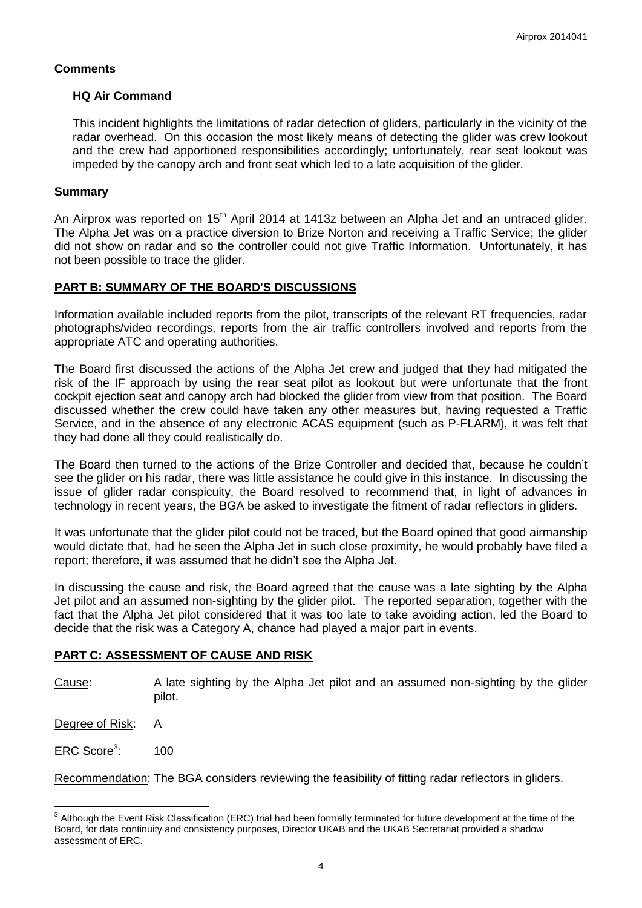## Comments

### HQ Air Command

This incident highlights the limitations of radar detection of gliders, particularly in the vicinity of the radar overhead. On this occasion the most likely means of detecting the glider was crew lookout and the crew had apportioned responsibilities accordingly; unfortunately, rear seat lookout was impeded by the canopy arch and front seat which led to a late acquisition of the glider.

## Summary

An Airprox was reported on 15th April 2014 at 1413z between an Alpha Jet and an untraced glider. The Alpha Jet was on a practice diversion to Brize Norton and receiving a Traffic Service; the glider did not show on radar and so the controller could not give Traffic Information. Unfortunately, it has not been possible to trace the glider.

## PART B: SUMMARY OF THE BOARD'S DISCUSSIONS

Information available included reports from the pilot, transcripts of the relevant RT frequencies, radar photographs/video recordings, reports from the air traffic controllers involved and reports from the appropriate ATC and operating authorities.

The Board first discussed the actions of the Alpha Jet crew and judged that they had mitigated the risk of the IF approach by using the rear seat pilot as lookout but were unfortunate that the front cockpit ejection seat and canopy arch had blocked the glider from view from that position. The Board discussed whether the crew could have taken any other measures but, having requested a Traffic Service, and in the absence of any electronic ACAS equipment (such as P-FLARM), it was felt that they had done all they could realistically do.

The Board then turned to the actions of the Brize Controller and decided that, because he couldn't see the glider on his radar, there was little assistance he could give in this instance. In discussing the issue of glider radar conspicuity, the Board resolved to recommend that, in light of advances in technology in recent years, the BGA be asked to investigate the fitment of radar reflectors in gliders.

It was unfortunate that the glider pilot could not be traced, but the Board opined that good airmanship would dictate that, had he seen the Alpha Jet in such close proximity, he would probably have filed a report; therefore, it was assumed that he didn't see the Alpha Jet.

In discussing the cause and risk, the Board agreed that the cause was a late sighting by the Alpha Jet pilot and an assumed non-sighting by the glider pilot. The reported separation, together with the fact that the Alpha Jet pilot considered that it was too late to take avoiding action, led the Board to decide that the risk was a Category A, chance had played a major part in events.

## PART C: ASSESSMENT OF CAUSE AND RISK

Cause: A late sighting by the Alpha Jet pilot and an assumed non-sighting by the glider pilot.

Degree of Risk: A

ERC Score[3]: 100

Recommendation: The BGA considers reviewing the feasibility of fitting radar reflectors in gliders.

[3] Although the Event Risk Classification (ERC) trial had been formally terminated for future development at the time of the Board, for data continuity and consistency purposes, Director UKAB and the UKAB Secretariat provided a shadow assessment of ERC.